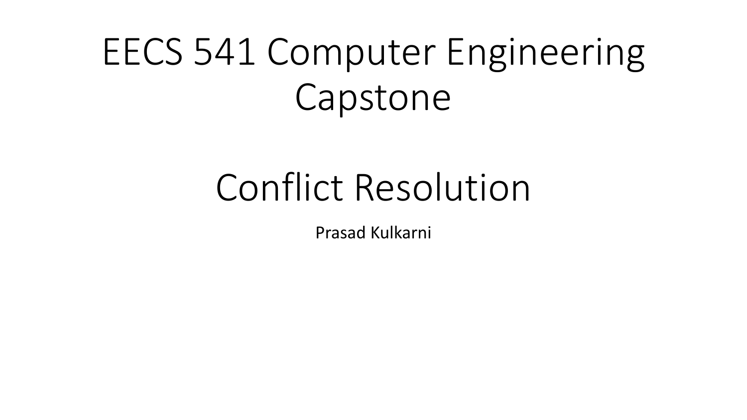# EECS 541 Computer Engineering Capstone

# Conflict Resolution

Prasad Kulkarni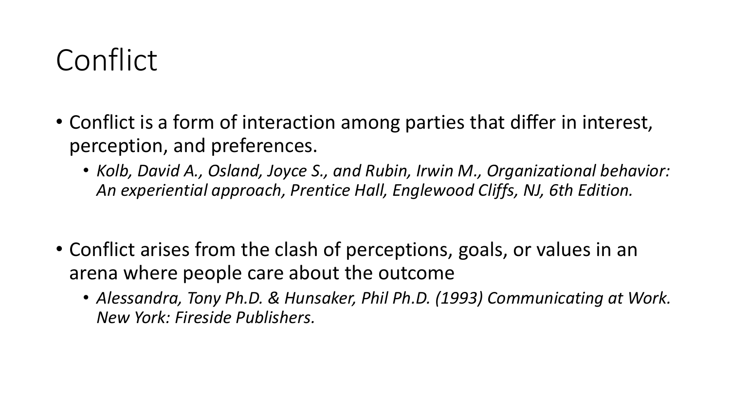# Conflict

- Conflict is a form of interaction among parties that differ in interest, perception, and preferences.
    - *Kolb, David A., Osland, Joyce S., and Rubin, Irwin M., Organizational behavior: An experiential approach, Prentice Hall, Englewood Cliffs, NJ, 6th Edition.*

- Conflict arises from the clash of perceptions, goals, or values in an arena where people care about the outcome
    - *Alessandra, Tony Ph.D. & Hunsaker, Phil Ph.D. (1993) Communicating at Work. New York: Fireside Publishers.*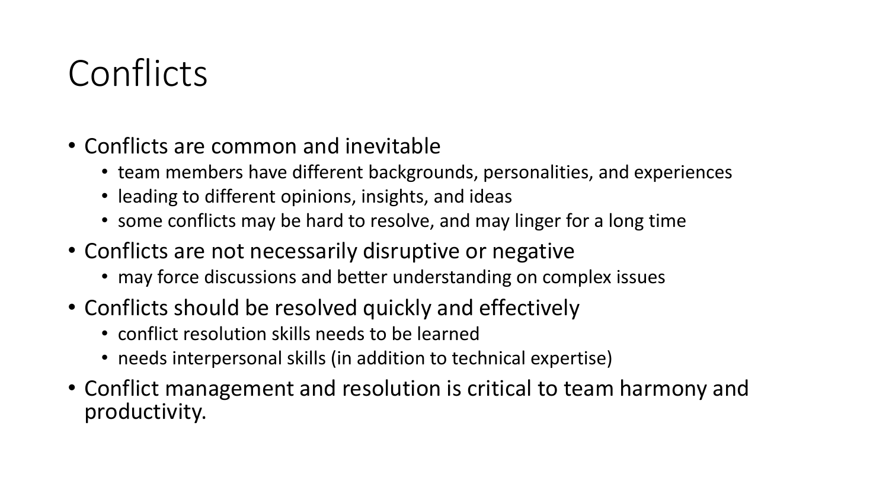# Conflicts

- Conflicts are common and inevitable
  - team members have different backgrounds, personalities, and experiences
  - leading to different opinions, insights, and ideas
  - some conflicts may be hard to resolve, and may linger for a long time
- Conflicts are not necessarily disruptive or negative
  - may force discussions and better understanding on complex issues
- Conflicts should be resolved quickly and effectively
  - conflict resolution skills needs to be learned
  - needs interpersonal skills (in addition to technical expertise)
- Conflict management and resolution is critical to team harmony and productivity.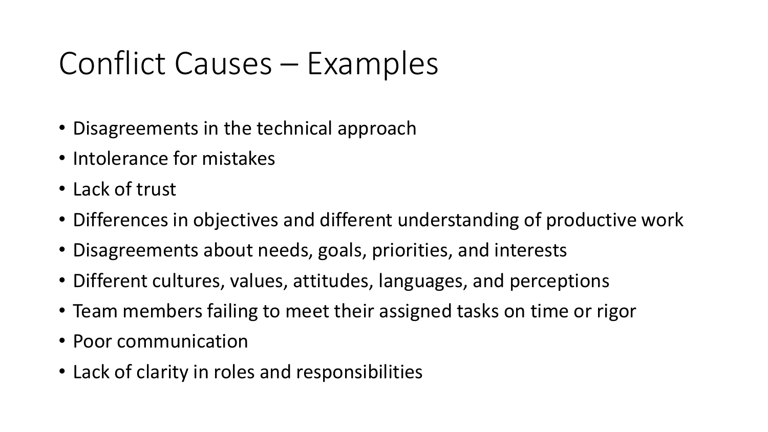# Conflict Causes – Examples

- Disagreements in the technical approach
- Intolerance for mistakes
- Lack of trust
- Differences in objectives and different understanding of productive work
- Disagreements about needs, goals, priorities, and interests
- Different cultures, values, attitudes, languages, and perceptions
- Team members failing to meet their assigned tasks on time or rigor
- Poor communication
- Lack of clarity in roles and responsibilities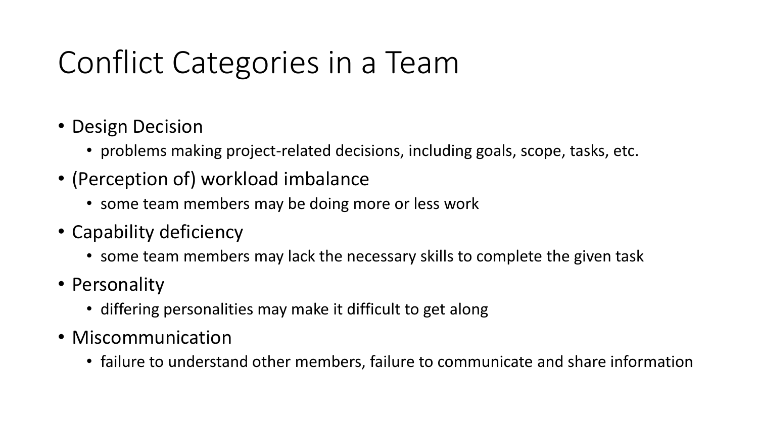# Conflict Categories in a Team

- Design Decision
  - problems making project-related decisions, including goals, scope, tasks, etc.
- (Perception of) workload imbalance
  - some team members may be doing more or less work
- Capability deficiency
  - some team members may lack the necessary skills to complete the given task
- Personality
  - differing personalities may make it difficult to get along
- Miscommunication
  - failure to understand other members, failure to communicate and share information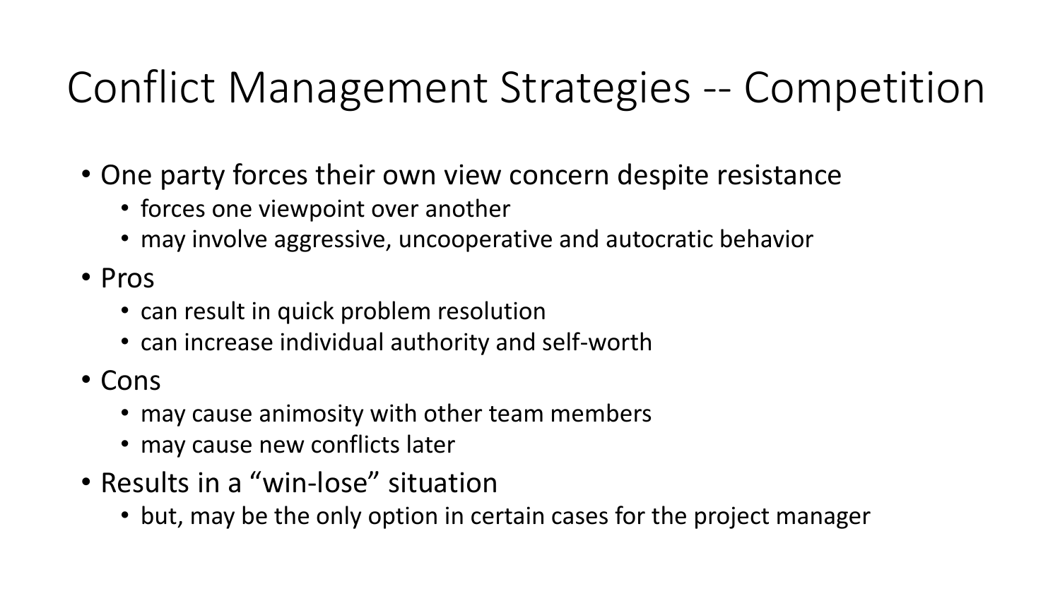# Conflict Management Strategies -- Competition

- One party forces their own view concern despite resistance
  - forces one viewpoint over another
  - may involve aggressive, uncooperative and autocratic behavior
- Pros
  - can result in quick problem resolution
  - can increase individual authority and self-worth
- Cons
  - may cause animosity with other team members
  - may cause new conflicts later
- Results in a “win-lose” situation
  - but, may be the only option in certain cases for the project manager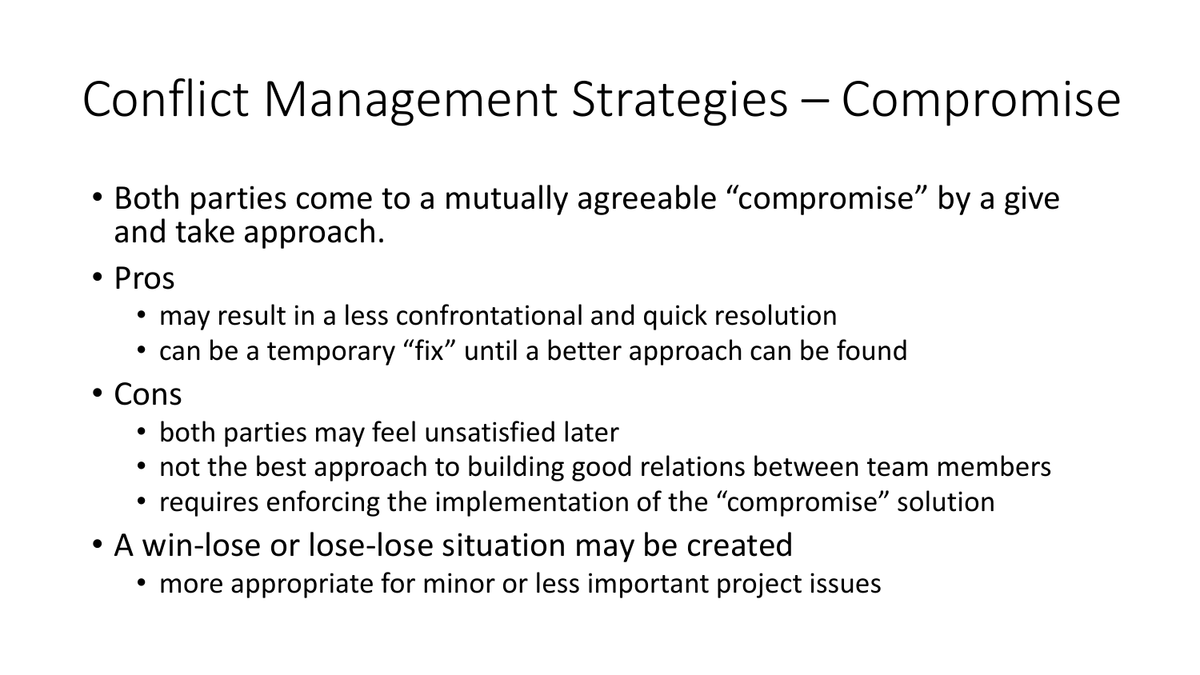# Conflict Management Strategies – Compromise

- Both parties come to a mutually agreeable "compromise" by a give and take approach.
- Pros
  - may result in a less confrontational and quick resolution
  - can be a temporary "fix" until a better approach can be found
- Cons
  - both parties may feel unsatisfied later
  - not the best approach to building good relations between team members
  - requires enforcing the implementation of the "compromise" solution
- A win-lose or lose-lose situation may be created
  - more appropriate for minor or less important project issues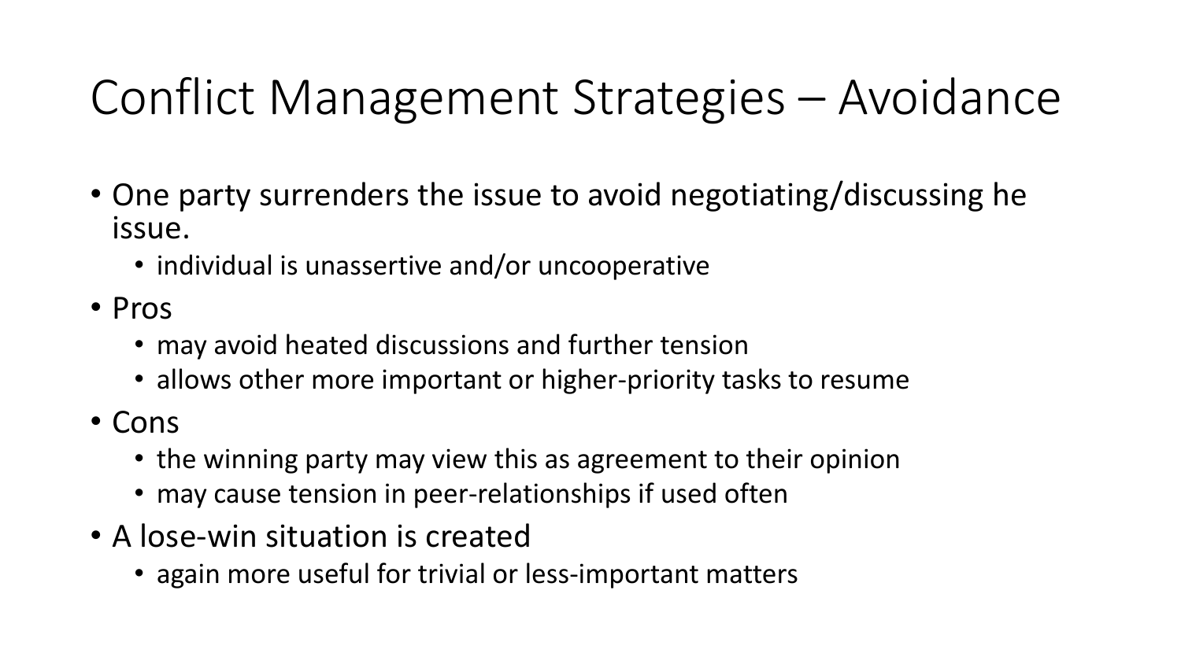# Conflict Management Strategies – Avoidance

- One party surrenders the issue to avoid negotiating/discussing he issue.
  - individual is unassertive and/or uncooperative
- Pros
  - may avoid heated discussions and further tension
  - allows other more important or higher-priority tasks to resume
- Cons
  - the winning party may view this as agreement to their opinion
  - may cause tension in peer-relationships if used often
- A lose-win situation is created
  - again more useful for trivial or less-important matters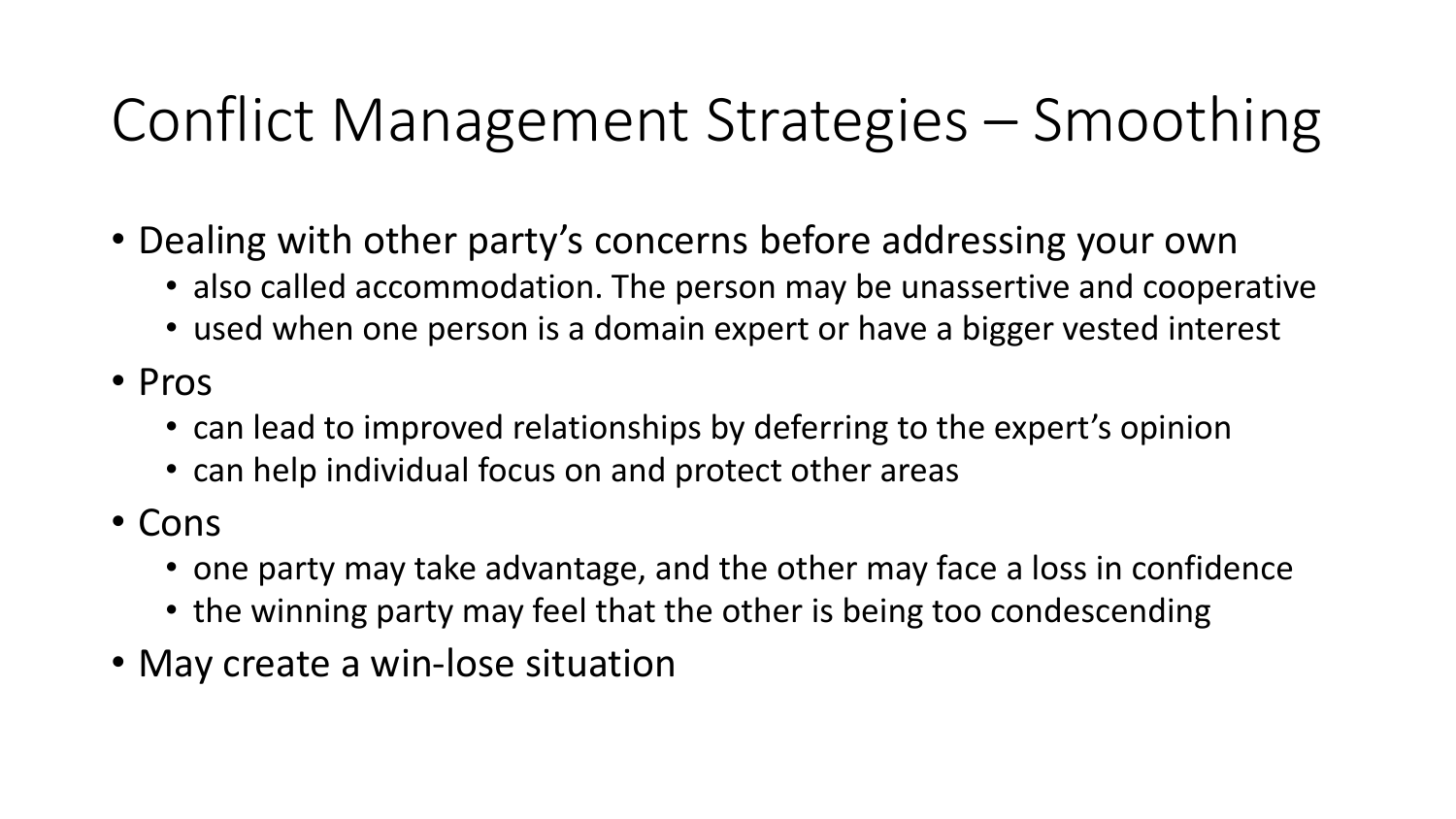# Conflict Management Strategies – Smoothing

- Dealing with other party's concerns before addressing your own
  - also called accommodation. The person may be unassertive and cooperative
  - used when one person is a domain expert or have a bigger vested interest
- Pros
  - can lead to improved relationships by deferring to the expert's opinion
  - can help individual focus on and protect other areas
- Cons
  - one party may take advantage, and the other may face a loss in confidence
  - the winning party may feel that the other is being too condescending
- May create a win-lose situation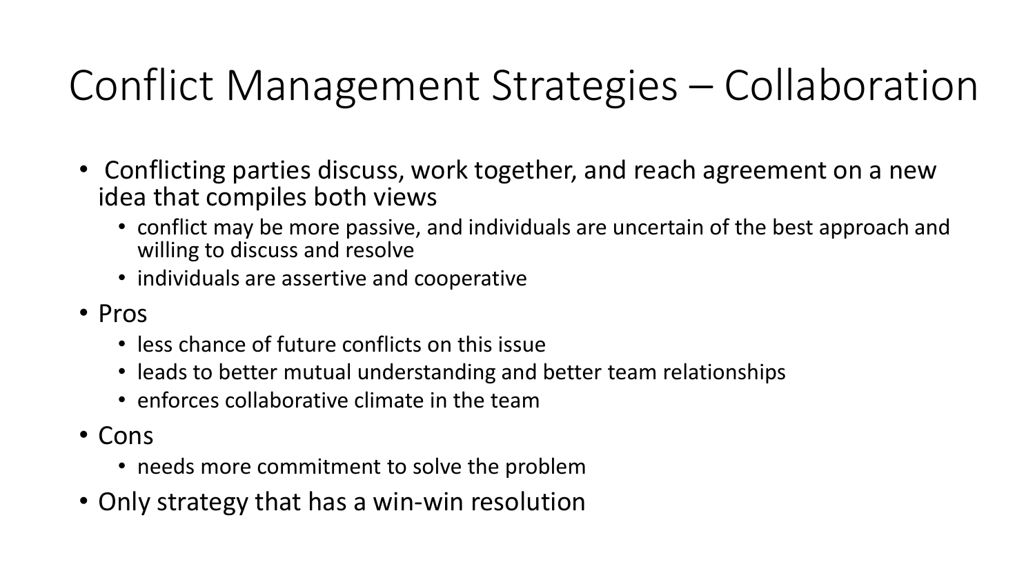# Conflict Management Strategies – Collaboration

- Conflicting parties discuss, work together, and reach agreement on a new idea that compiles both views
  - conflict may be more passive, and individuals are uncertain of the best approach and willing to discuss and resolve
  - individuals are assertive and cooperative
- Pros
  - less chance of future conflicts on this issue
  - leads to better mutual understanding and better team relationships
  - enforces collaborative climate in the team
- Cons
  - needs more commitment to solve the problem
- Only strategy that has a win-win resolution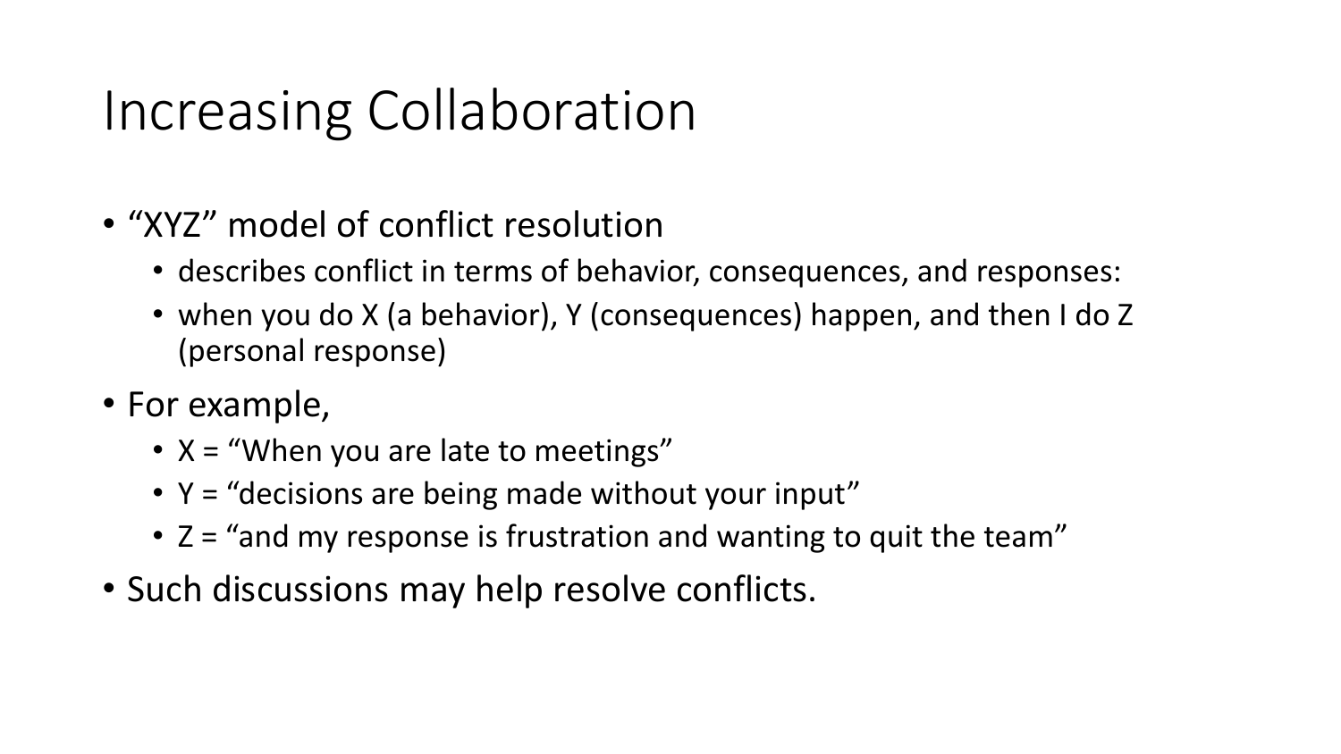# Increasing Collaboration

- "XYZ" model of conflict resolution
  - describes conflict in terms of behavior, consequences, and responses:
  - when you do X (a behavior), Y (consequences) happen, and then I do Z (personal response)
- For example,
  - X = "When you are late to meetings"
  - Y = "decisions are being made without your input"
  - Z = "and my response is frustration and wanting to quit the team"
- Such discussions may help resolve conflicts.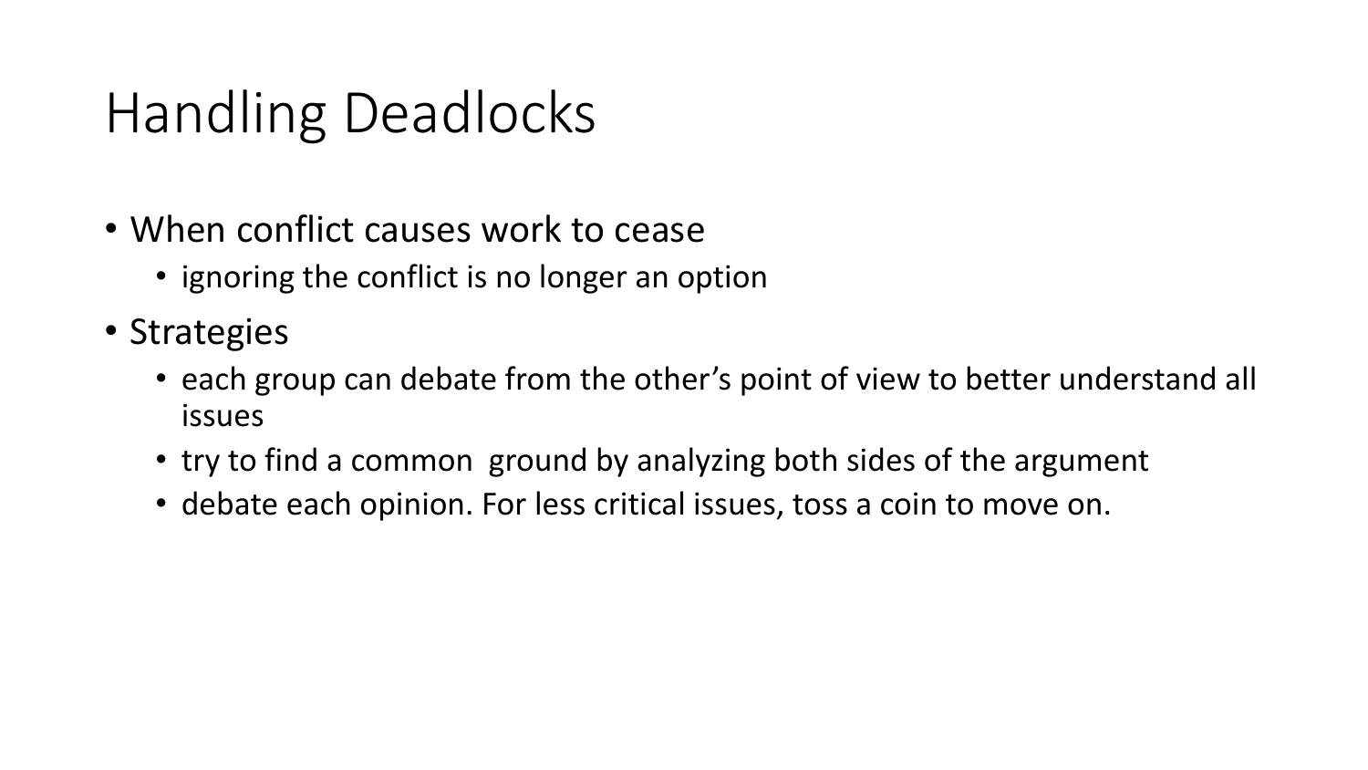# Handling Deadlocks

- When conflict causes work to cease
  - ignoring the conflict is no longer an option
- Strategies
  - each group can debate from the other's point of view to better understand all issues
  - try to find a common ground by analyzing both sides of the argument
  - debate each opinion. For less critical issues, toss a coin to move on.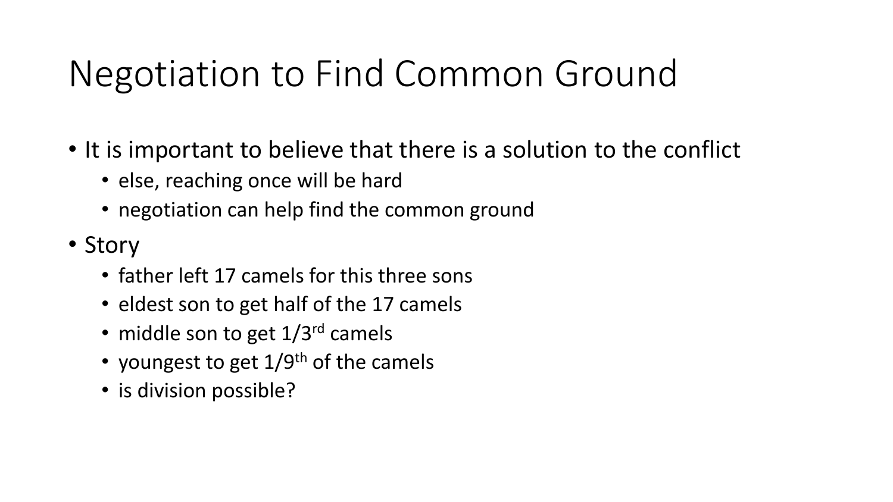# Negotiation to Find Common Ground

- It is important to believe that there is a solution to the conflict
  - else, reaching once will be hard
  - negotiation can help find the common ground
- Story
  - father left 17 camels for this three sons
  - eldest son to get half of the 17 camels
  - middle son to get 1/3rd camels
  - youngest to get 1/9th of the camels
  - is division possible?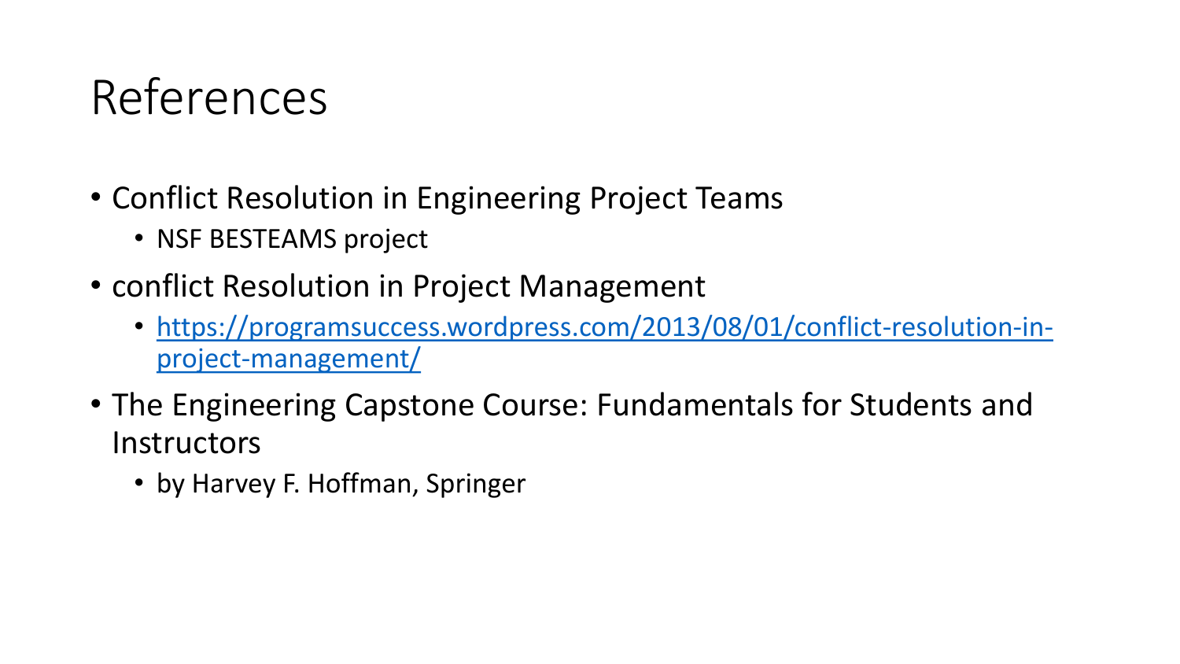# References

- Conflict Resolution in Engineering Project Teams
  - NSF BESTEAMS project
- conflict Resolution in Project Management
  - https://programsuccess.wordpress.com/2013/08/01/conflict-resolution-in-project-management/
- The Engineering Capstone Course: Fundamentals for Students and Instructors
  - by Harvey F. Hoffman, Springer